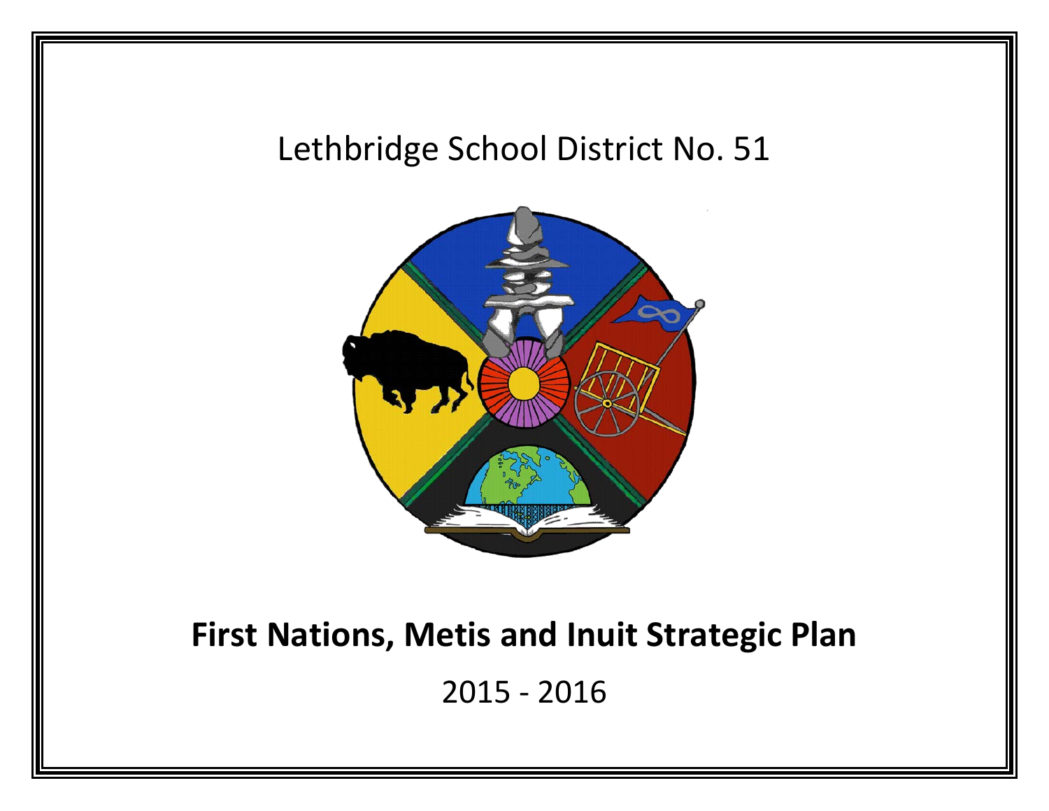Lethbridge School District No. 51

# First Nations, Metis and Inuit Strategic Plan

2015 - 2016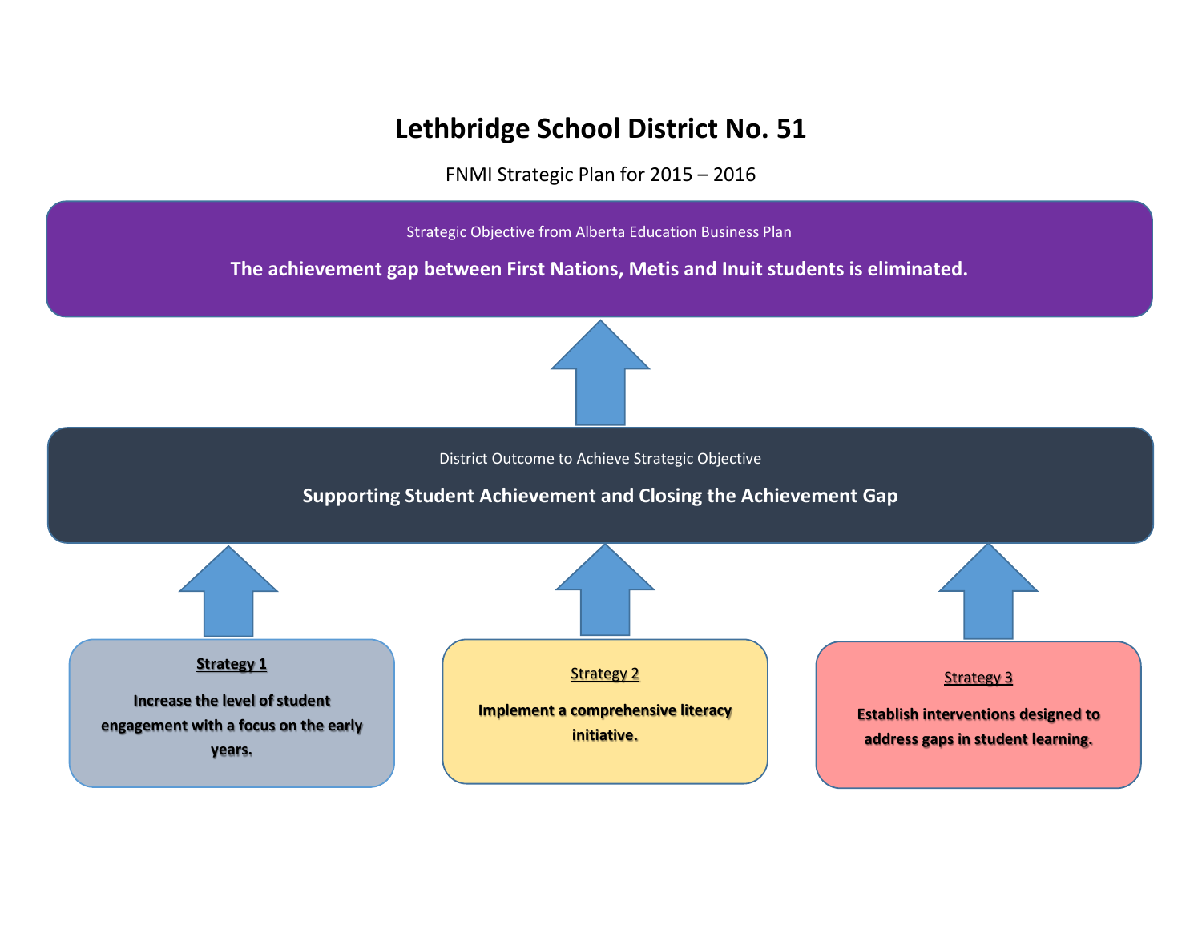# Lethbridge School District No. 51

FNMI Strategic Plan for 2015 – 2016

Strategic Objective from Alberta Education Business Plan

**The achievement gap between First Nations, Metis and Inuit students is eliminated.**

District Outcome to Achieve Strategic Objective

**Supporting Student Achievement and Closing the Achievement Gap**

**Strategy 1**

**Increase the level of student engagement with a focus on the early years.**

**Strategy 2**

**Implement a comprehensive literacy initiative.**

**Strategy 3**

**Establish interventions designed to address gaps in student learning.**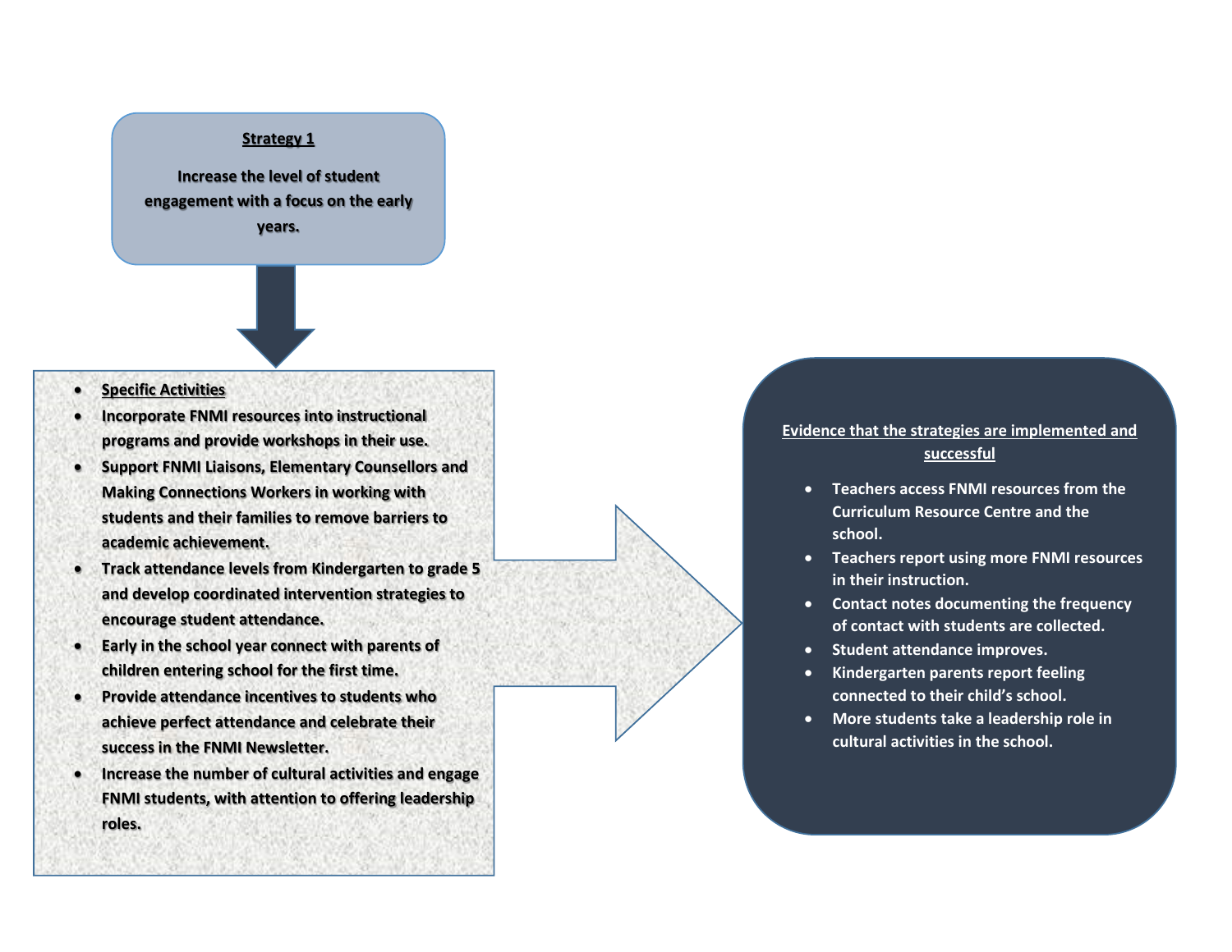**Strategy 1**

**Increase the level of student engagement with a focus on the early years.**

- **Specific Activities**
- **Incorporate FNMI resources into instructional programs and provide workshops in their use.**
- **Support FNMI Liaisons, Elementary Counsellors and Making Connections Workers in working with students and their families to remove barriers to academic achievement.**
- **Track attendance levels from Kindergarten to grade 5 and develop coordinated intervention strategies to encourage student attendance.**
- **Early in the school year connect with parents of children entering school for the first time.**
- **Provide attendance incentives to students who achieve perfect attendance and celebrate their success in the FNMI Newsletter.**
- **Increase the number of cultural activities and engage FNMI students, with attention to offering leadership roles.**

**Evidence that the strategies are implemented and successful**

- **Teachers access FNMI resources from the Curriculum Resource Centre and the school.**
- **Teachers report using more FNMI resources in their instruction.**
- **Contact notes documenting the frequency of contact with students are collected.**
- **Student attendance improves.**
- **Kindergarten parents report feeling connected to their child's school.**
- **More students take a leadership role in cultural activities in the school.**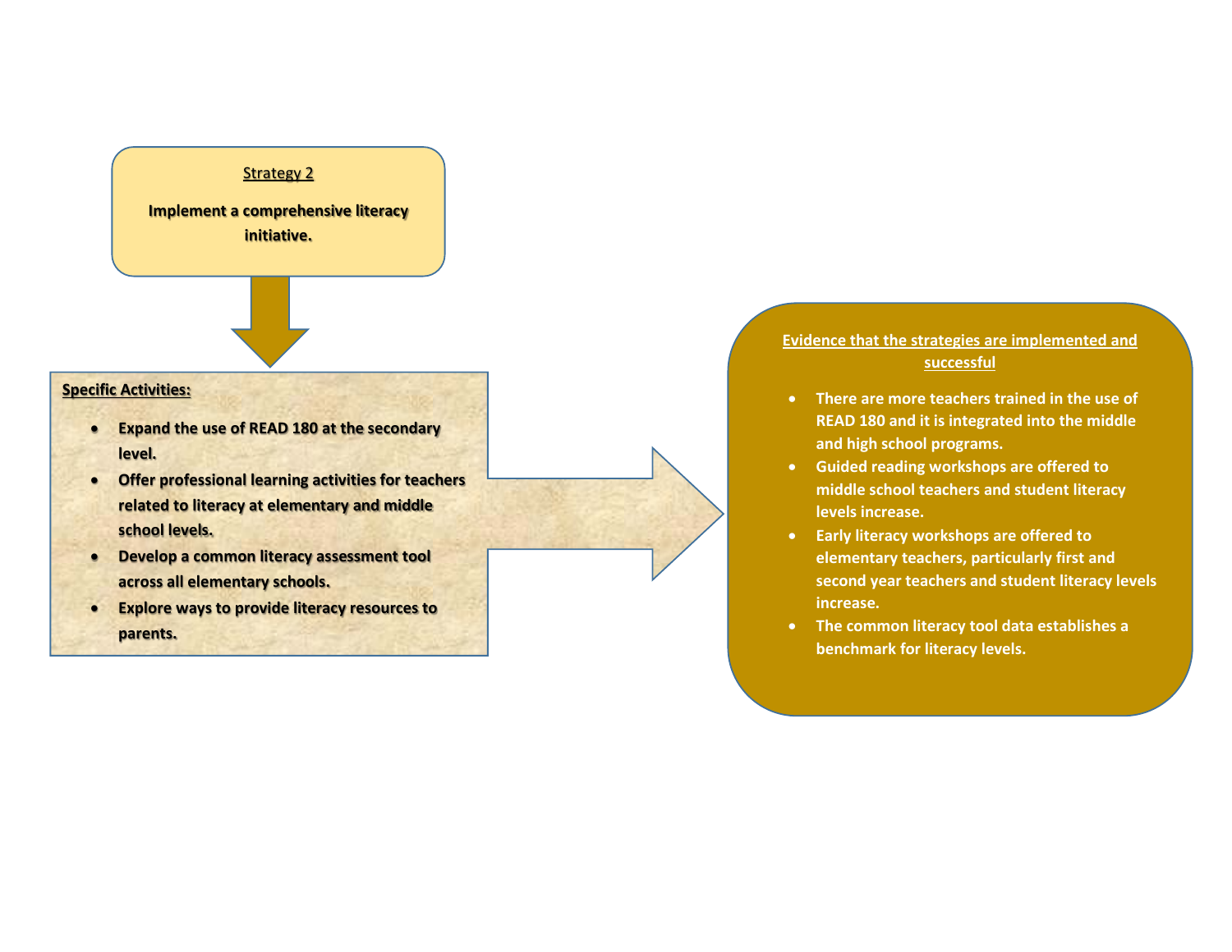Strategy 2

**Implement a comprehensive literacy initiative.**

**Specific Activities:**

- **Expand the use of READ 180 at the secondary level.**
- **Offer professional learning activities for teachers related to literacy at elementary and middle school levels.**
- **Develop a common literacy assessment tool across all elementary schools.**
- **Explore ways to provide literacy resources to parents.**

Evidence that the strategies are implemented and successful

- **There are more teachers trained in the use of READ 180 and it is integrated into the middle and high school programs.**
- **Guided reading workshops are offered to middle school teachers and student literacy levels increase.**
- **Early literacy workshops are offered to elementary teachers, particularly first and second year teachers and student literacy levels increase.**
- **The common literacy tool data establishes a benchmark for literacy levels.**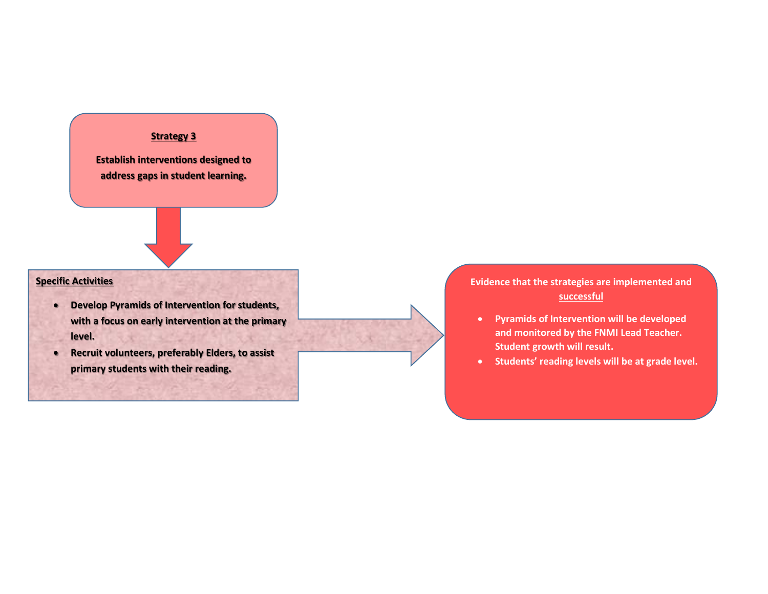**Strategy 3**

**Establish interventions designed to address gaps in student learning.**

**Specific Activities**

- **Develop Pyramids of Intervention for students, with a focus on early intervention at the primary level.**
- **Recruit volunteers, preferably Elders, to assist primary students with their reading.**

**Evidence that the strategies are implemented and successful**

- **Pyramids of Intervention will be developed and monitored by the FNMI Lead Teacher. Student growth will result.**
- **Students' reading levels will be at grade level.**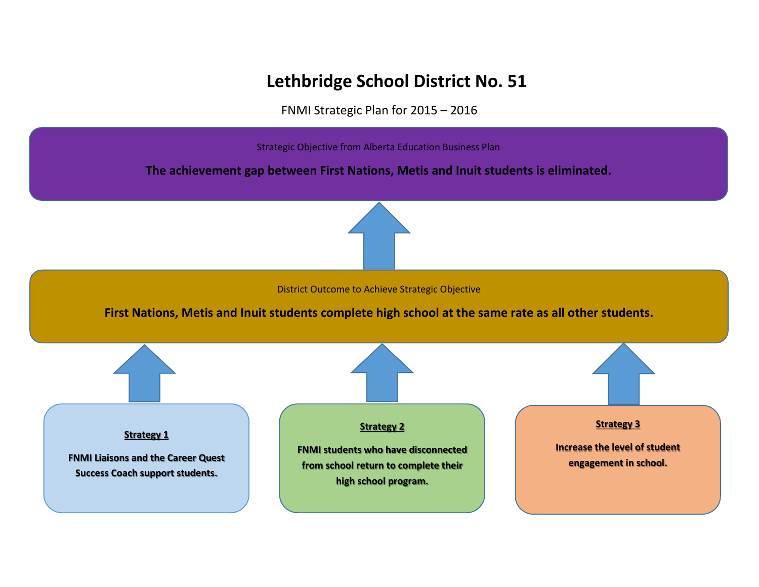# Lethbridge School District No. 51

FNMI Strategic Plan for 2015 – 2016

Strategic Objective from Alberta Education Business Plan

**The achievement gap between First Nations, Metis and Inuit students is eliminated.**

District Outcome to Achieve Strategic Objective

**First Nations, Metis and Inuit students complete high school at the same rate as all other students.**

**Strategy 1**

**FNMI Liaisons and the Career Quest Success Coach support students.**

**Strategy 2**

**FNMI students who have disconnected from school return to complete their high school program.**

**Strategy 3**

**Increase the level of student engagement in school.**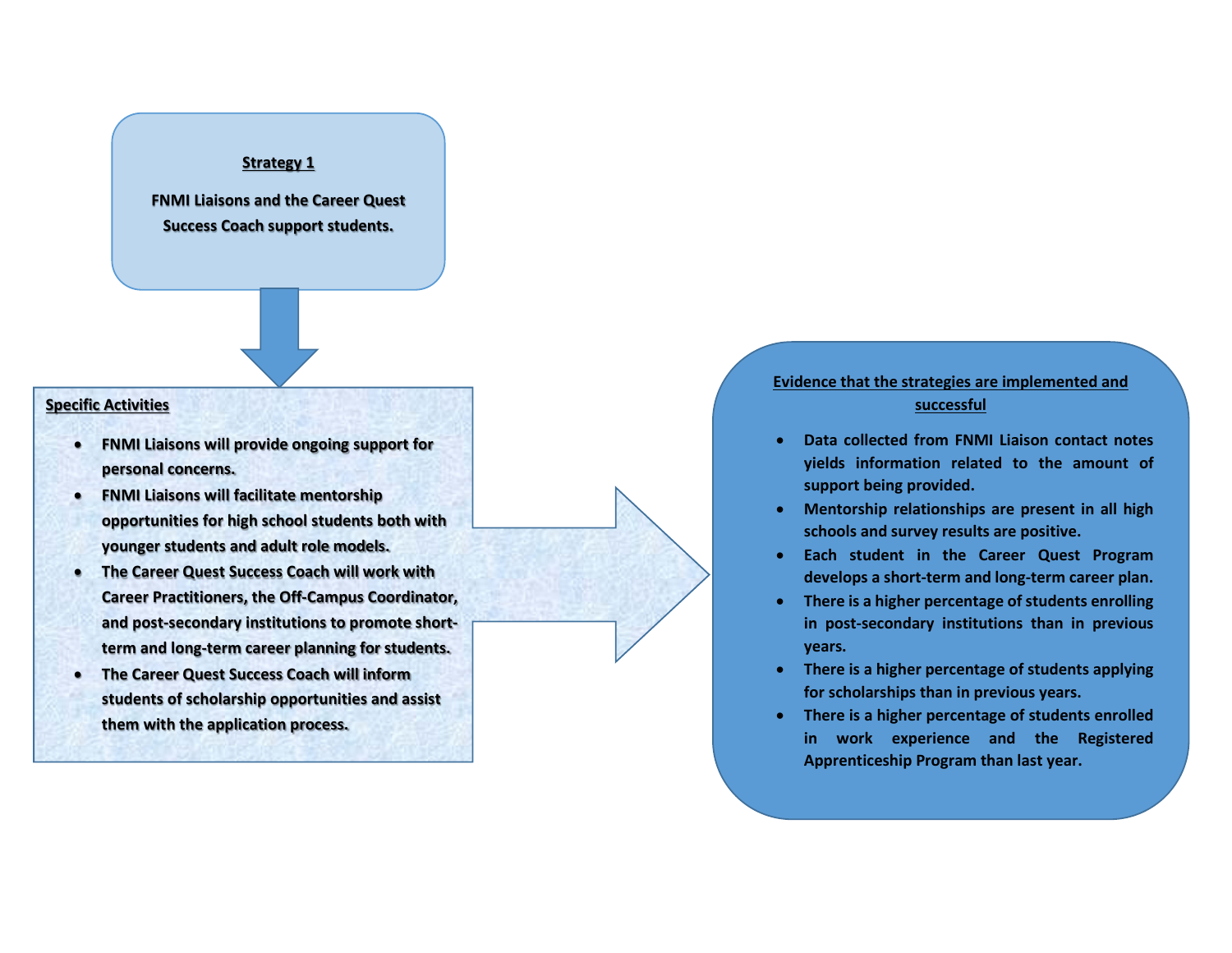**Strategy 1**

**FNMI Liaisons and the Career Quest Success Coach support students.**

**Specific Activities**

- **FNMI Liaisons will provide ongoing support for personal concerns.**
- **FNMI Liaisons will facilitate mentorship opportunities for high school students both with younger students and adult role models.**
- **The Career Quest Success Coach will work with Career Practitioners, the Off-Campus Coordinator, and post-secondary institutions to promote short-term and long-term career planning for students.**
- **The Career Quest Success Coach will inform students of scholarship opportunities and assist them with the application process.**

**Evidence that the strategies are implemented and successful**

- **Data collected from FNMI Liaison contact notes yields information related to the amount of support being provided.**
- **Mentorship relationships are present in all high schools and survey results are positive.**
- **Each student in the Career Quest Program develops a short-term and long-term career plan.**
- **There is a higher percentage of students enrolling in post-secondary institutions than in previous years.**
- **There is a higher percentage of students applying for scholarships than in previous years.**
- **There is a higher percentage of students enrolled in work experience and the Registered Apprenticeship Program than last year.**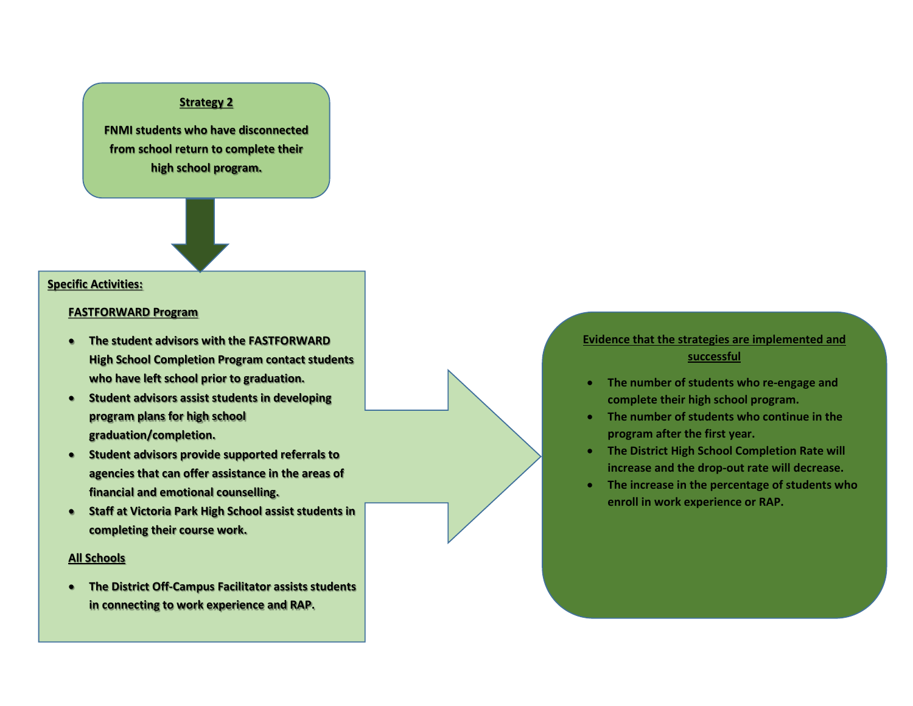**Strategy 2**

**FNMI students who have disconnected from school return to complete their high school program.**

**Specific Activities:**

**FASTFORWARD Program**

- **The student advisors with the FASTFORWARD High School Completion Program contact students who have left school prior to graduation.**
- **Student advisors assist students in developing program plans for high school graduation/completion.**
- **Student advisors provide supported referrals to agencies that can offer assistance in the areas of financial and emotional counselling.**
- **Staff at Victoria Park High School assist students in completing their course work.**

**All Schools**

- **The District Off-Campus Facilitator assists students in connecting to work experience and RAP.**

**Evidence that the strategies are implemented and successful**

- **The number of students who re-engage and complete their high school program.**
- **The number of students who continue in the program after the first year.**
- **The District High School Completion Rate will increase and the drop-out rate will decrease.**
- **The increase in the percentage of students who enroll in work experience or RAP.**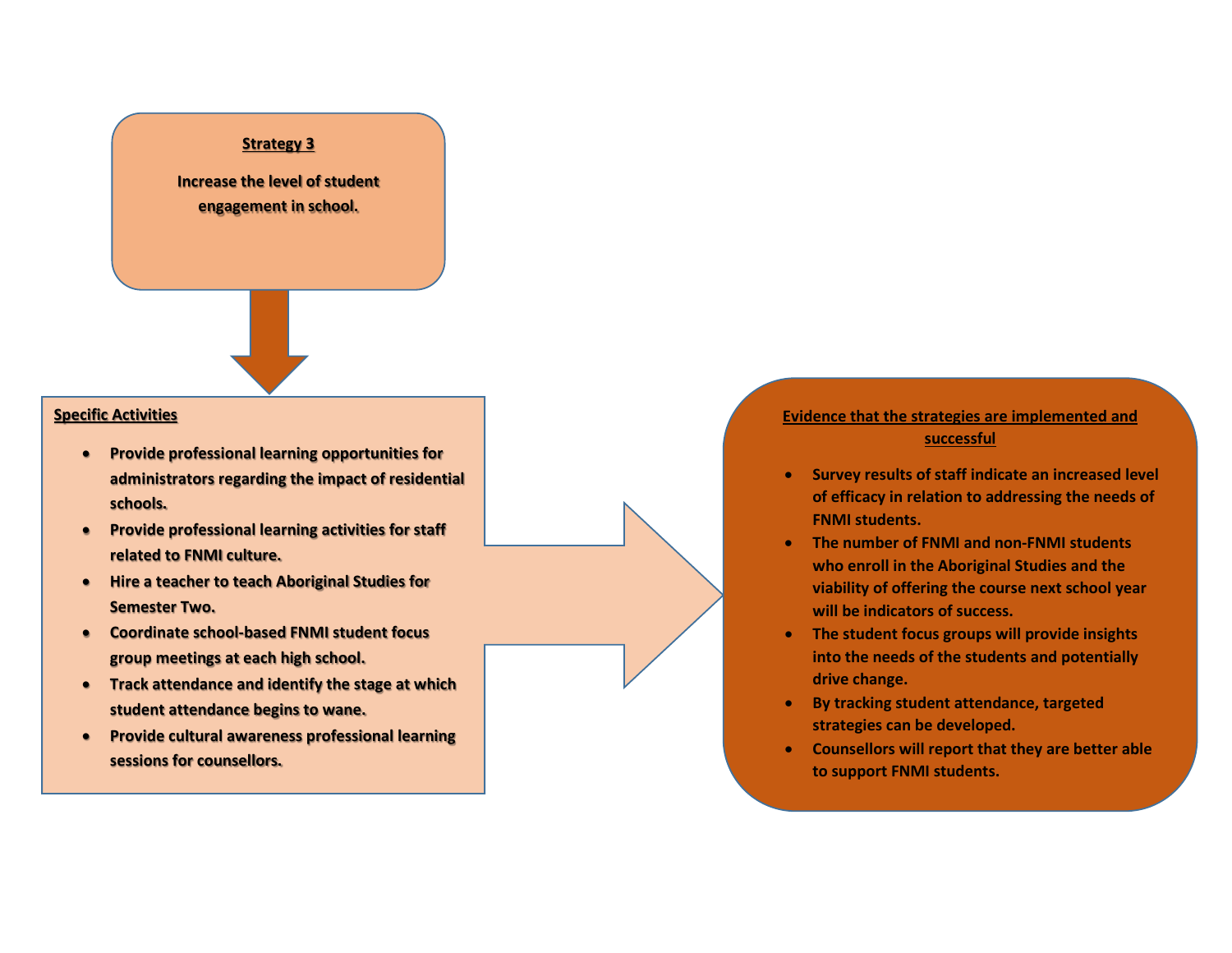**Strategy 3**

**Increase the level of student engagement in school.**

**Specific Activities**

- **Provide professional learning opportunities for administrators regarding the impact of residential schools.**
- **Provide professional learning activities for staff related to FNMI culture.**
- **Hire a teacher to teach Aboriginal Studies for Semester Two.**
- **Coordinate school-based FNMI student focus group meetings at each high school.**
- **Track attendance and identify the stage at which student attendance begins to wane.**
- **Provide cultural awareness professional learning sessions for counsellors.**

**Evidence that the strategies are implemented and successful**

- **Survey results of staff indicate an increased level of efficacy in relation to addressing the needs of FNMI students.**
- **The number of FNMI and non-FNMI students who enroll in the Aboriginal Studies and the viability of offering the course next school year will be indicators of success.**
- **The student focus groups will provide insights into the needs of the students and potentially drive change.**
- **By tracking student attendance, targeted strategies can be developed.**
- **Counsellors will report that they are better able to support FNMI students.**